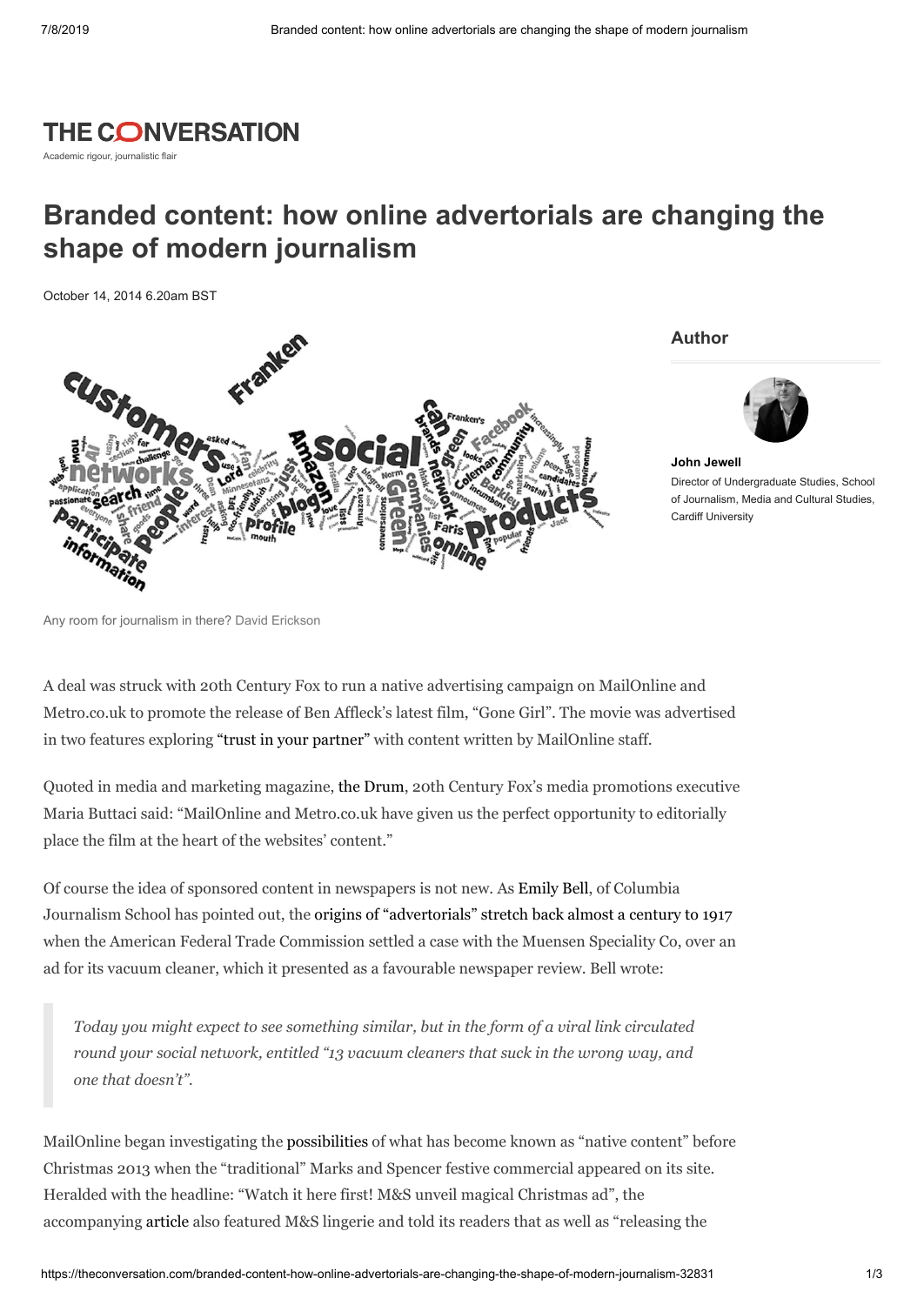THE CONVERSATION

Academic rigour, journalistic flair

# Branded content: how online advertorials are changing the shape of modern journalism

October 14, 2014 6.20am BST

Any room for journalism in there? David Erickson

## Author

**John Jewell**
Director of Undergraduate Studies, School of Journalism, Media and Cultural Studies, Cardiff University

A deal was struck with 20th Century Fox to run a native advertising campaign on MailOnline and Metro.co.uk to promote the release of Ben Affleck's latest film, "Gone Girl". The movie was advertised in two features exploring "trust in your partner" with content written by MailOnline staff.

Quoted in media and marketing magazine, the Drum, 20th Century Fox's media promotions executive Maria Buttaci said: "MailOnline and Metro.co.uk have given us the perfect opportunity to editorially place the film at the heart of the websites' content."

Of course the idea of sponsored content in newspapers is not new. As Emily Bell, of Columbia Journalism School has pointed out, the origins of "advertorials" stretch back almost a century to 1917 when the American Federal Trade Commission settled a case with the Muensen Speciality Co, over an ad for its vacuum cleaner, which it presented as a favourable newspaper review. Bell wrote:

> *Today you might expect to see something similar, but in the form of a viral link circulated round your social network, entitled "13 vacuum cleaners that suck in the wrong way, and one that doesn't".*

MailOnline began investigating the possibilities of what has become known as "native content" before Christmas 2013 when the "traditional" Marks and Spencer festive commercial appeared on its site. Heralded with the headline: "Watch it here first! M&S unveil magical Christmas ad", the accompanying article also featured M&S lingerie and told its readers that as well as "releasing the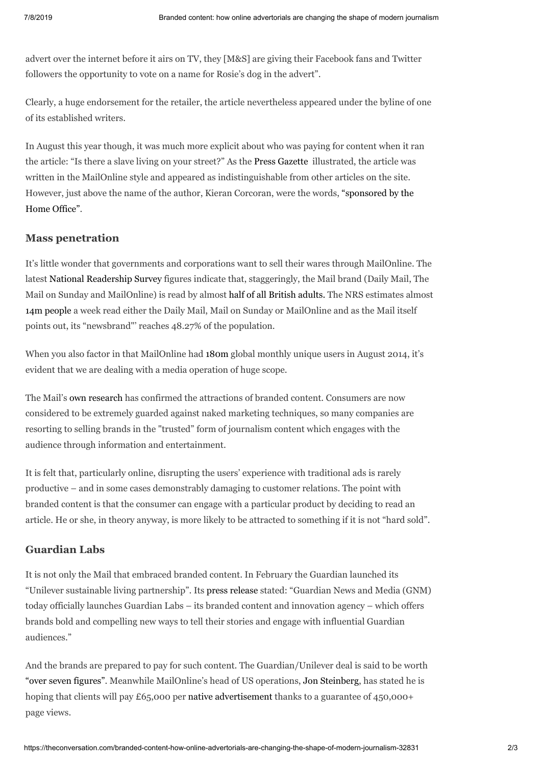advert over the internet before it airs on TV, they [M&S] are giving their Facebook fans and Twitter followers the opportunity to vote on a name for Rosie's dog in the advert".

Clearly, a huge endorsement for the retailer, the article nevertheless appeared under the byline of one of its established writers.

In August this year though, it was much more explicit about who was paying for content when it ran the article: "Is there a slave living on your street?" As the Press Gazette illustrated, the article was written in the MailOnline style and appeared as indistinguishable from other articles on the site. However, just above the name of the author, Kieran Corcoran, were the words, "sponsored by the Home Office".

### Mass penetration

It's little wonder that governments and corporations want to sell their wares through MailOnline. The latest National Readership Survey figures indicate that, staggeringly, the Mail brand (Daily Mail, The Mail on Sunday and MailOnline) is read by almost half of all British adults. The NRS estimates almost 14m people a week read either the Daily Mail, Mail on Sunday or MailOnline and as the Mail itself points out, its "newsbrand"' reaches 48.27% of the population.

When you also factor in that MailOnline had 180m global monthly unique users in August 2014, it's evident that we are dealing with a media operation of huge scope.

The Mail's own research has confirmed the attractions of branded content. Consumers are now considered to be extremely guarded against naked marketing techniques, so many companies are resorting to selling brands in the "trusted" form of journalism content which engages with the audience through information and entertainment.

It is felt that, particularly online, disrupting the users' experience with traditional ads is rarely productive – and in some cases demonstrably damaging to customer relations. The point with branded content is that the consumer can engage with a particular product by deciding to read an article. He or she, in theory anyway, is more likely to be attracted to something if it is not "hard sold".

### Guardian Labs

It is not only the Mail that embraced branded content. In February the Guardian launched its "Unilever sustainable living partnership". Its press release stated: "Guardian News and Media (GNM) today officially launches Guardian Labs – its branded content and innovation agency – which offers brands bold and compelling new ways to tell their stories and engage with influential Guardian audiences."

And the brands are prepared to pay for such content. The Guardian/Unilever deal is said to be worth "over seven figures". Meanwhile MailOnline's head of US operations, Jon Steinberg, has stated he is hoping that clients will pay £65,000 per native advertisement thanks to a guarantee of 450,000+ page views.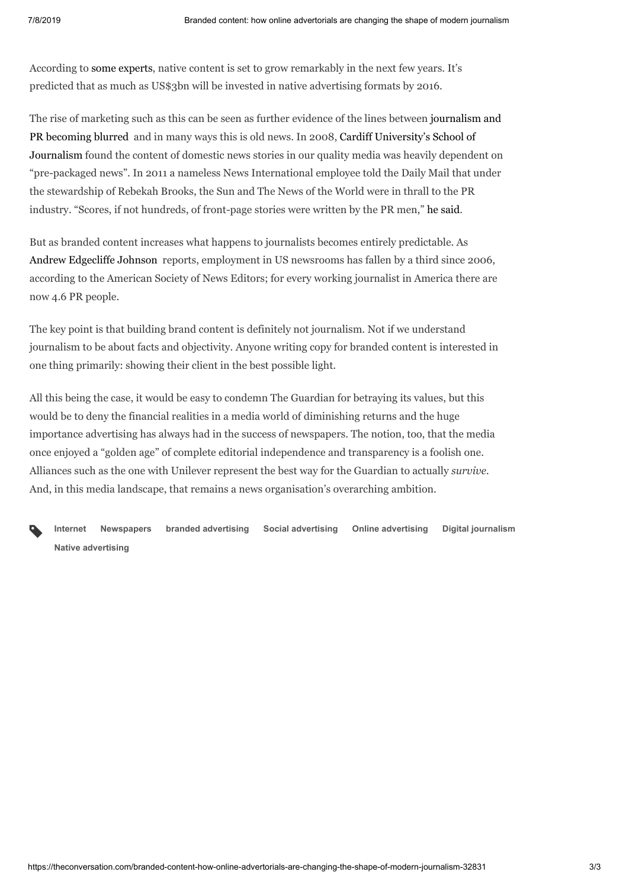According to some experts, native content is set to grow remarkably in the next few years. It's predicted that as much as US$3bn will be invested in native advertising formats by 2016.

The rise of marketing such as this can be seen as further evidence of the lines between journalism and PR becoming blurred and in many ways this is old news. In 2008, Cardiff University's School of Journalism found the content of domestic news stories in our quality media was heavily dependent on "pre-packaged news". In 2011 a nameless News International employee told the Daily Mail that under the stewardship of Rebekah Brooks, the Sun and The News of the World were in thrall to the PR industry. "Scores, if not hundreds, of front-page stories were written by the PR men," he said.

But as branded content increases what happens to journalists becomes entirely predictable. As Andrew Edgecliffe Johnson reports, employment in US newsrooms has fallen by a third since 2006, according to the American Society of News Editors; for every working journalist in America there are now 4.6 PR people.

The key point is that building brand content is definitely not journalism. Not if we understand journalism to be about facts and objectivity. Anyone writing copy for branded content is interested in one thing primarily: showing their client in the best possible light.

All this being the case, it would be easy to condemn The Guardian for betraying its values, but this would be to deny the financial realities in a media world of diminishing returns and the huge importance advertising has always had in the success of newspapers. The notion, too, that the media once enjoyed a "golden age" of complete editorial independence and transparency is a foolish one. Alliances such as the one with Unilever represent the best way for the Guardian to actually *survive*. And, in this media landscape, that remains a news organisation's overarching ambition.

**Internet** **Newspapers** **branded advertising** **Social advertising** **Online advertising** **Digital journalism** **Native advertising**